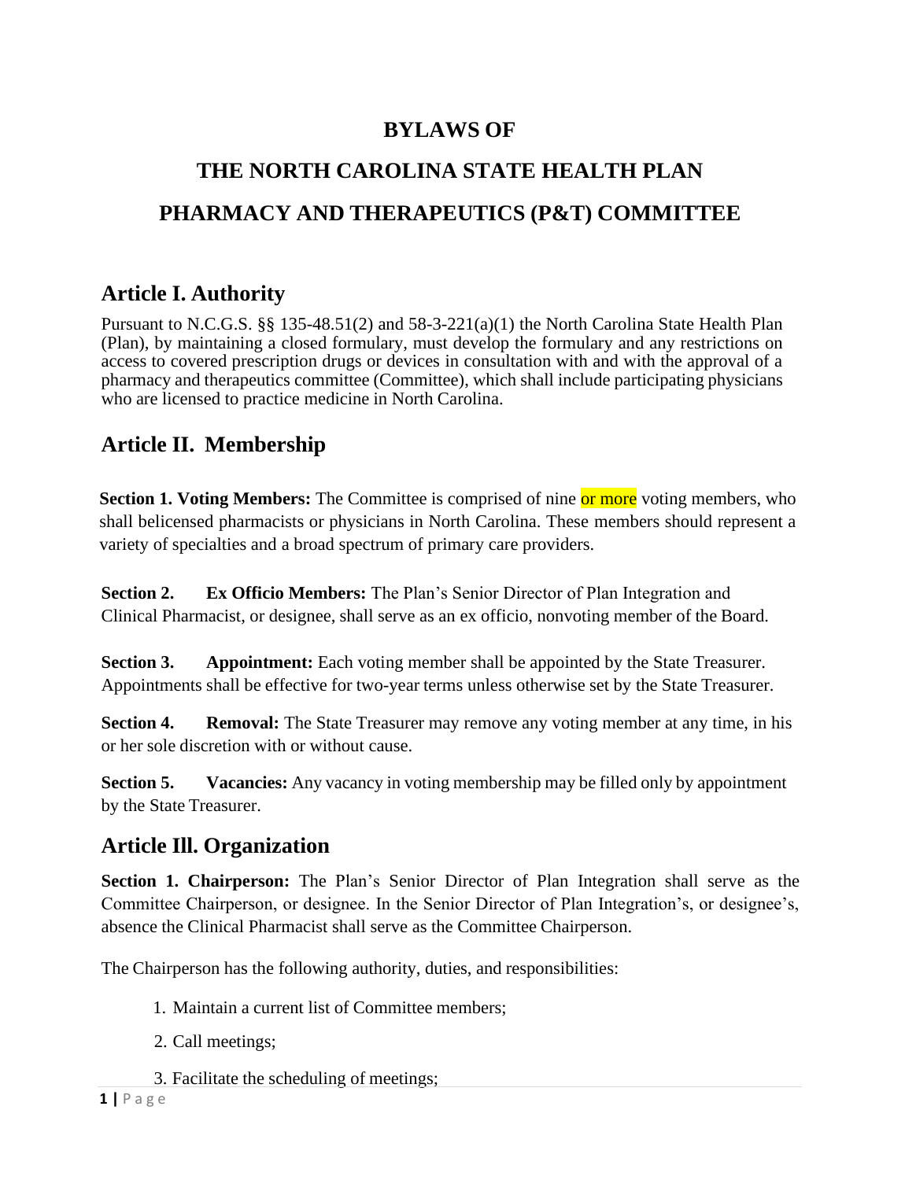# BYLAWS OF

# THE NORTH CAROLINA STATE HEALTH PLAN

# PHARMACY AND THERAPEUTICS (P&T) COMMITTEE

## Article I. Authority

Pursuant to N.C.G.S. §§ 135-48.51(2) and 58-3-221(a)(1) the North Carolina State Health Plan (Plan), by maintaining a closed formulary, must develop the formulary and any restrictions on access to covered prescription drugs or devices in consultation with and with the approval of a pharmacy and therapeutics committee (Committee), which shall include participating physicians who are licensed to practice medicine in North Carolina.

## Article II. Membership

**Section 1. Voting Members:** The Committee is comprised of nine or more voting members, who shall belicensed pharmacists or physicians in North Carolina. These members should represent a variety of specialties and a broad spectrum of primary care providers.

**Section 2. Ex Officio Members:** The Plan's Senior Director of Plan Integration and Clinical Pharmacist, or designee, shall serve as an ex officio, nonvoting member of the Board.

**Section 3. Appointment:** Each voting member shall be appointed by the State Treasurer. Appointments shall be effective for two-year terms unless otherwise set by the State Treasurer.

**Section 4. Removal:** The State Treasurer may remove any voting member at any time, in his or her sole discretion with or without cause.

**Section 5. Vacancies:** Any vacancy in voting membership may be filled only by appointment by the State Treasurer.

## Article Ill. Organization

**Section 1. Chairperson:** The Plan's Senior Director of Plan Integration shall serve as the Committee Chairperson, or designee. In the Senior Director of Plan Integration's, or designee's, absence the Clinical Pharmacist shall serve as the Committee Chairperson.

The Chairperson has the following authority, duties, and responsibilities:

1. Maintain a current list of Committee members;
2. Call meetings;
3. Facilitate the scheduling of meetings;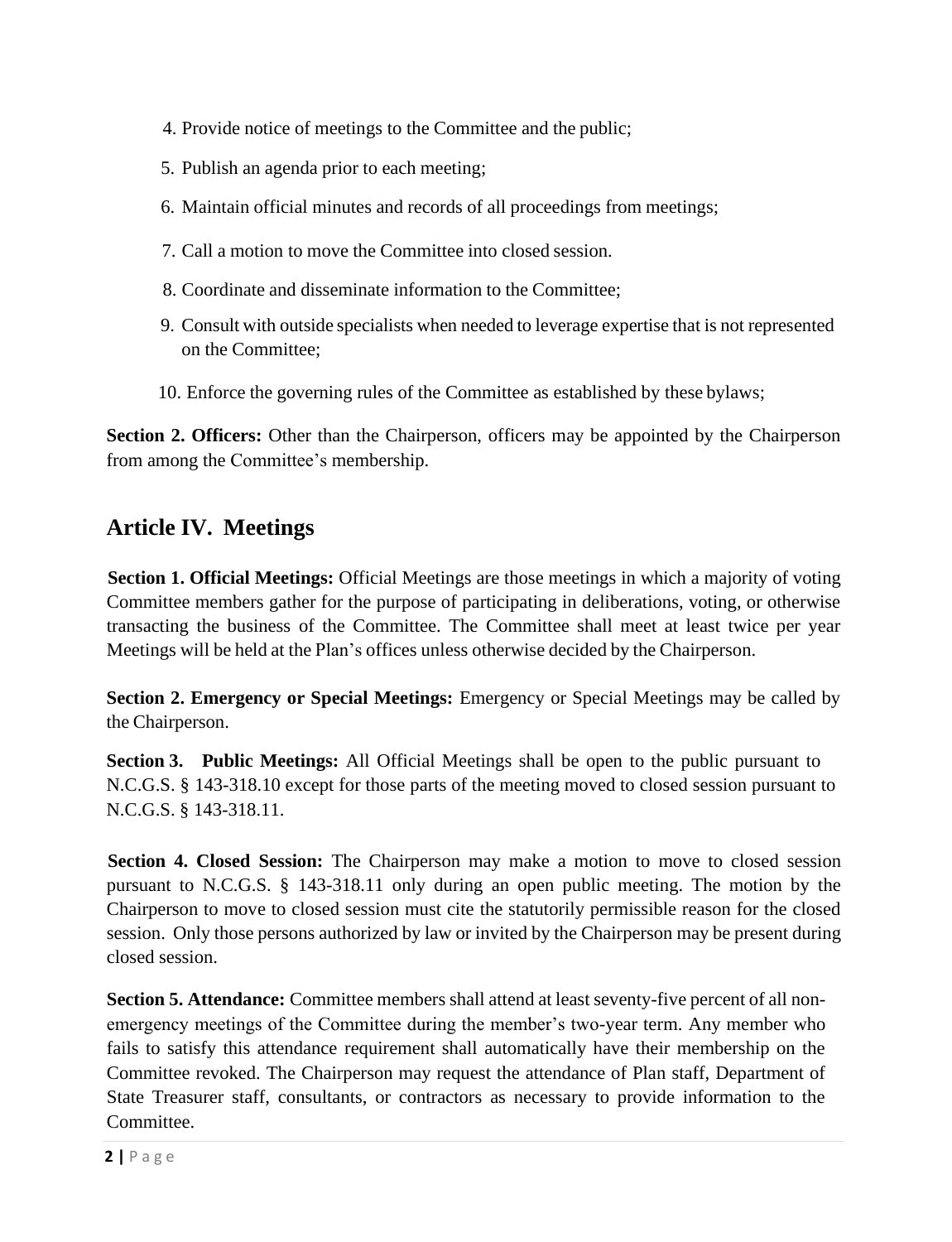4. Provide notice of meetings to the Committee and the public;
5. Publish an agenda prior to each meeting;
6. Maintain official minutes and records of all proceedings from meetings;
7. Call a motion to move the Committee into closed session.
8. Coordinate and disseminate information to the Committee;
9. Consult with outside specialists when needed to leverage expertise that is not represented on the Committee;
10. Enforce the governing rules of the Committee as established by these bylaws;

**Section 2. Officers:** Other than the Chairperson, officers may be appointed by the Chairperson from among the Committee's membership.

## Article IV. Meetings

**Section 1. Official Meetings:** Official Meetings are those meetings in which a majority of voting Committee members gather for the purpose of participating in deliberations, voting, or otherwise transacting the business of the Committee. The Committee shall meet at least twice per year Meetings will be held at the Plan's offices unless otherwise decided by the Chairperson.

**Section 2. Emergency or Special Meetings:** Emergency or Special Meetings may be called by the Chairperson.

**Section 3. Public Meetings:** All Official Meetings shall be open to the public pursuant to N.C.G.S. § 143-318.10 except for those parts of the meeting moved to closed session pursuant to N.C.G.S. § 143-318.11.

**Section 4. Closed Session:** The Chairperson may make a motion to move to closed session pursuant to N.C.G.S. § 143-318.11 only during an open public meeting. The motion by the Chairperson to move to closed session must cite the statutorily permissible reason for the closed session. Only those persons authorized by law or invited by the Chairperson may be present during closed session.

**Section 5. Attendance:** Committee members shall attend at least seventy-five percent of all non-emergency meetings of the Committee during the member's two-year term. Any member who fails to satisfy this attendance requirement shall automatically have their membership on the Committee revoked. The Chairperson may request the attendance of Plan staff, Department of State Treasurer staff, consultants, or contractors as necessary to provide information to the Committee.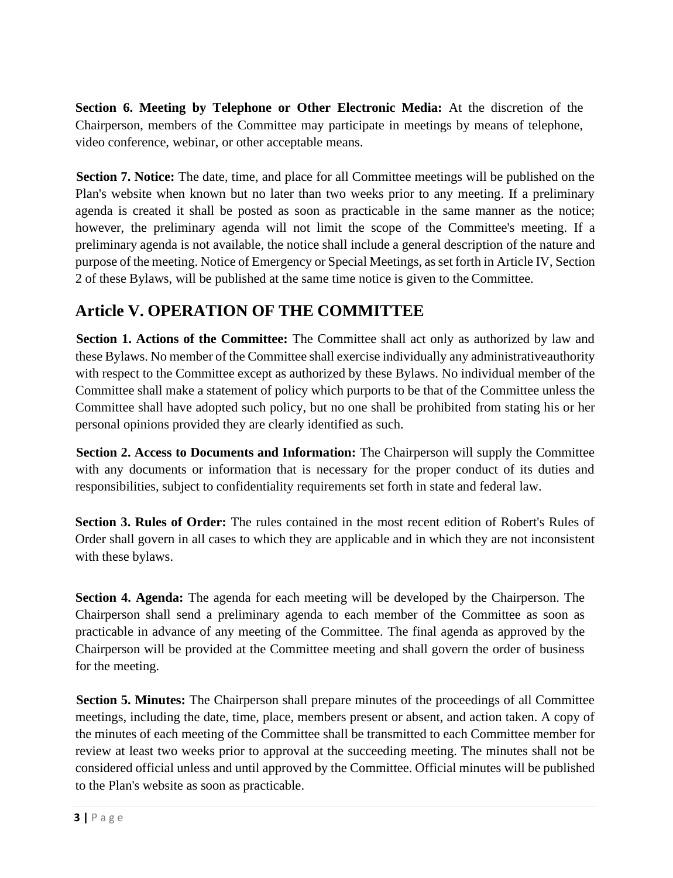**Section 6. Meeting by Telephone or Other Electronic Media:** At the discretion of the Chairperson, members of the Committee may participate in meetings by means of telephone, video conference, webinar, or other acceptable means.

**Section 7. Notice:** The date, time, and place for all Committee meetings will be published on the Plan's website when known but no later than two weeks prior to any meeting. If a preliminary agenda is created it shall be posted as soon as practicable in the same manner as the notice; however, the preliminary agenda will not limit the scope of the Committee's meeting. If a preliminary agenda is not available, the notice shall include a general description of the nature and purpose of the meeting. Notice of Emergency or Special Meetings, as set forth in Article IV, Section 2 of these Bylaws, will be published at the same time notice is given to the Committee.

## Article V. OPERATION OF THE COMMITTEE

**Section 1. Actions of the Committee:** The Committee shall act only as authorized by law and these Bylaws. No member of the Committee shall exercise individually any administrativeauthority with respect to the Committee except as authorized by these Bylaws. No individual member of the Committee shall make a statement of policy which purports to be that of the Committee unless the Committee shall have adopted such policy, but no one shall be prohibited from stating his or her personal opinions provided they are clearly identified as such.

**Section 2. Access to Documents and Information:** The Chairperson will supply the Committee with any documents or information that is necessary for the proper conduct of its duties and responsibilities, subject to confidentiality requirements set forth in state and federal law.

**Section 3. Rules of Order:** The rules contained in the most recent edition of Robert's Rules of Order shall govern in all cases to which they are applicable and in which they are not inconsistent with these bylaws.

**Section 4. Agenda:** The agenda for each meeting will be developed by the Chairperson. The Chairperson shall send a preliminary agenda to each member of the Committee as soon as practicable in advance of any meeting of the Committee. The final agenda as approved by the Chairperson will be provided at the Committee meeting and shall govern the order of business for the meeting.

**Section 5. Minutes:** The Chairperson shall prepare minutes of the proceedings of all Committee meetings, including the date, time, place, members present or absent, and action taken. A copy of the minutes of each meeting of the Committee shall be transmitted to each Committee member for review at least two weeks prior to approval at the succeeding meeting. The minutes shall not be considered official unless and until approved by the Committee. Official minutes will be published to the Plan's website as soon as practicable.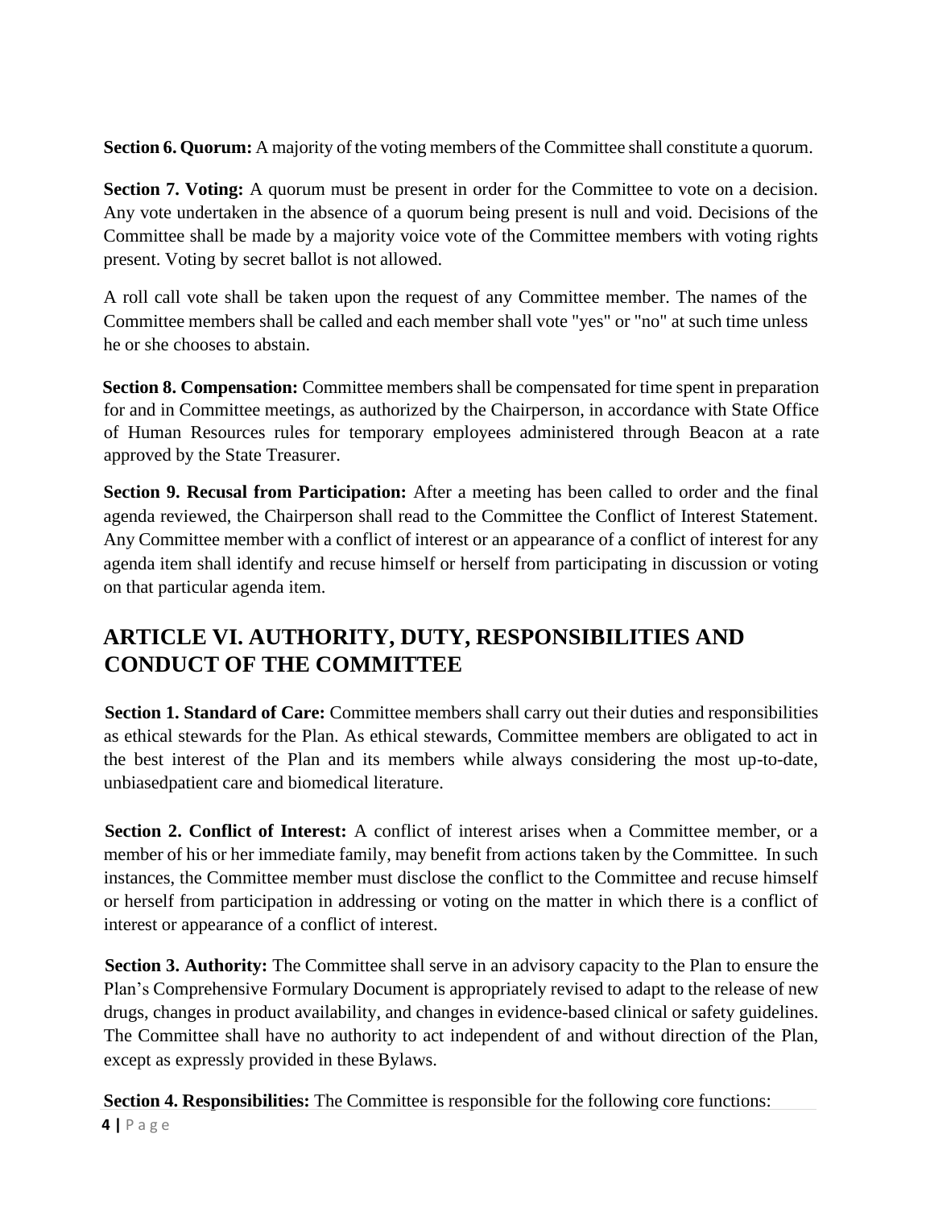**Section 6. Quorum:** A majority of the voting members of the Committee shall constitute a quorum.

**Section 7. Voting:** A quorum must be present in order for the Committee to vote on a decision. Any vote undertaken in the absence of a quorum being present is null and void. Decisions of the Committee shall be made by a majority voice vote of the Committee members with voting rights present. Voting by secret ballot is not allowed.

A roll call vote shall be taken upon the request of any Committee member. The names of the Committee members shall be called and each member shall vote "yes" or "no" at such time unless he or she chooses to abstain.

**Section 8. Compensation:** Committee members shall be compensated for time spent in preparation for and in Committee meetings, as authorized by the Chairperson, in accordance with State Office of Human Resources rules for temporary employees administered through Beacon at a rate approved by the State Treasurer.

**Section 9. Recusal from Participation:** After a meeting has been called to order and the final agenda reviewed, the Chairperson shall read to the Committee the Conflict of Interest Statement. Any Committee member with a conflict of interest or an appearance of a conflict of interest for any agenda item shall identify and recuse himself or herself from participating in discussion or voting on that particular agenda item.

## ARTICLE VI. AUTHORITY, DUTY, RESPONSIBILITIES AND CONDUCT OF THE COMMITTEE

**Section 1. Standard of Care:** Committee members shall carry out their duties and responsibilities as ethical stewards for the Plan. As ethical stewards, Committee members are obligated to act in the best interest of the Plan and its members while always considering the most up-to-date, unbiasedpatient care and biomedical literature.

**Section 2. Conflict of Interest:** A conflict of interest arises when a Committee member, or a member of his or her immediate family, may benefit from actions taken by the Committee. In such instances, the Committee member must disclose the conflict to the Committee and recuse himself or herself from participation in addressing or voting on the matter in which there is a conflict of interest or appearance of a conflict of interest.

**Section 3. Authority:** The Committee shall serve in an advisory capacity to the Plan to ensure the Plan's Comprehensive Formulary Document is appropriately revised to adapt to the release of new drugs, changes in product availability, and changes in evidence-based clinical or safety guidelines. The Committee shall have no authority to act independent of and without direction of the Plan, except as expressly provided in these Bylaws.

**Section 4. Responsibilities:** The Committee is responsible for the following core functions: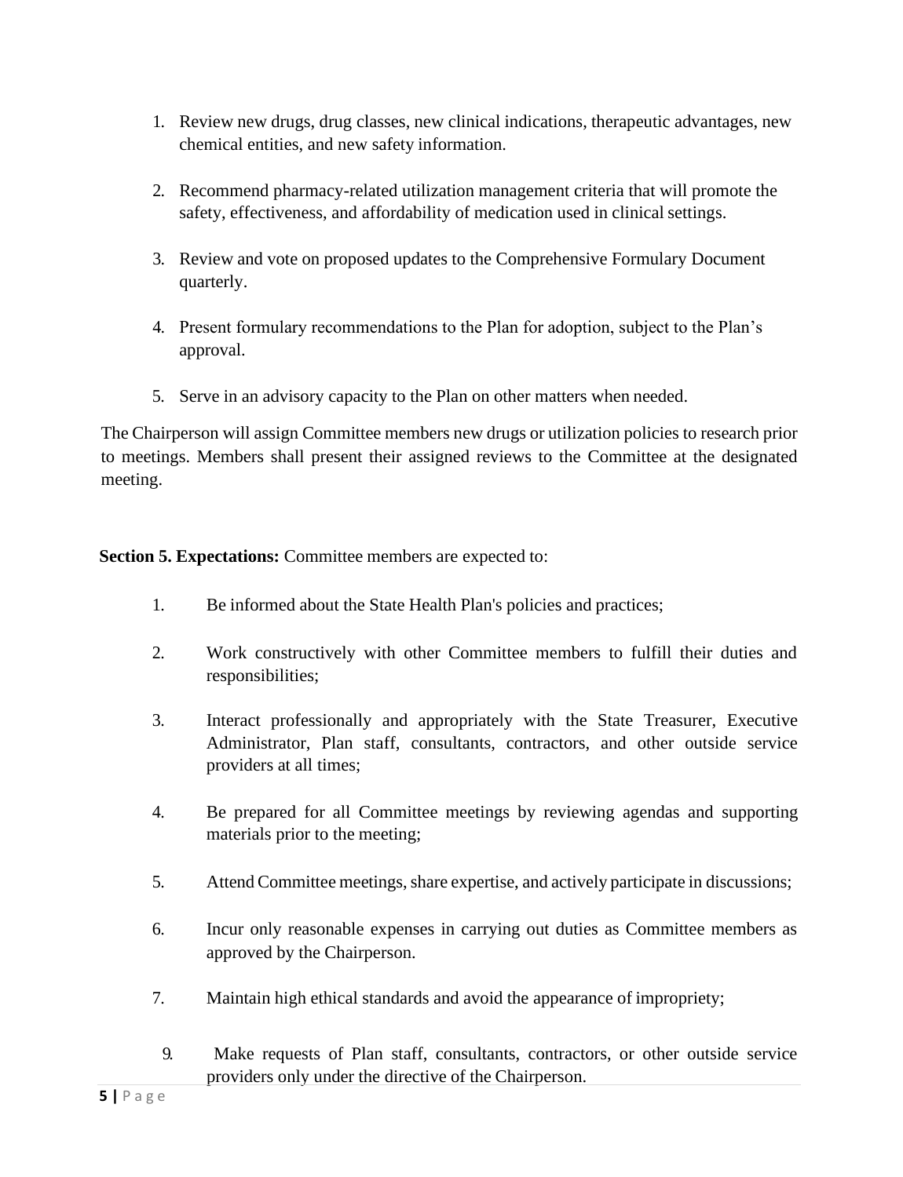1. Review new drugs, drug classes, new clinical indications, therapeutic advantages, new chemical entities, and new safety information.

2. Recommend pharmacy-related utilization management criteria that will promote the safety, effectiveness, and affordability of medication used in clinical settings.

3. Review and vote on proposed updates to the Comprehensive Formulary Document quarterly.

4. Present formulary recommendations to the Plan for adoption, subject to the Plan's approval.

5. Serve in an advisory capacity to the Plan on other matters when needed.

The Chairperson will assign Committee members new drugs or utilization policies to research prior to meetings. Members shall present their assigned reviews to the Committee at the designated meeting.

**Section 5. Expectations:** Committee members are expected to:

1. Be informed about the State Health Plan's policies and practices;

2. Work constructively with other Committee members to fulfill their duties and responsibilities;

3. Interact professionally and appropriately with the State Treasurer, Executive Administrator, Plan staff, consultants, contractors, and other outside service providers at all times;

4. Be prepared for all Committee meetings by reviewing agendas and supporting materials prior to the meeting;

5. Attend Committee meetings, share expertise, and actively participate in discussions;

6. Incur only reasonable expenses in carrying out duties as Committee members as approved by the Chairperson.

7. Maintain high ethical standards and avoid the appearance of impropriety;

9. Make requests of Plan staff, consultants, contractors, or other outside service providers only under the directive of the Chairperson.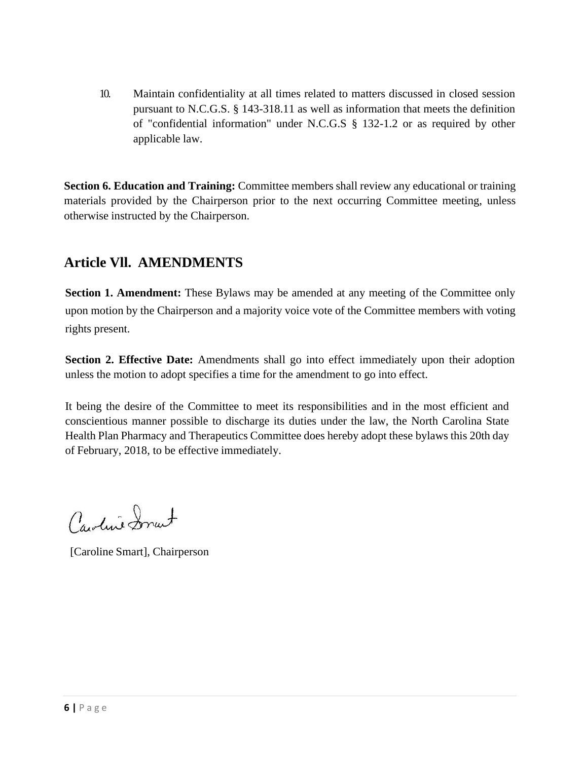10. Maintain confidentiality at all times related to matters discussed in closed session pursuant to N.C.G.S. § 143-318.11 as well as information that meets the definition of "confidential information" under N.C.G.S § 132-1.2 or as required by other applicable law.

**Section 6. Education and Training:** Committee members shall review any educational or training materials provided by the Chairperson prior to the next occurring Committee meeting, unless otherwise instructed by the Chairperson.

## Article Vll. AMENDMENTS

**Section 1. Amendment:** These Bylaws may be amended at any meeting of the Committee only upon motion by the Chairperson and a majority voice vote of the Committee members with voting rights present.

**Section 2. Effective Date:** Amendments shall go into effect immediately upon their adoption unless the motion to adopt specifies a time for the amendment to go into effect.

It being the desire of the Committee to meet its responsibilities and in the most efficient and conscientious manner possible to discharge its duties under the law, the North Carolina State Health Plan Pharmacy and Therapeutics Committee does hereby adopt these bylaws this 20th day of February, 2018, to be effective immediately.

Caroline Smart

[Caroline Smart], Chairperson